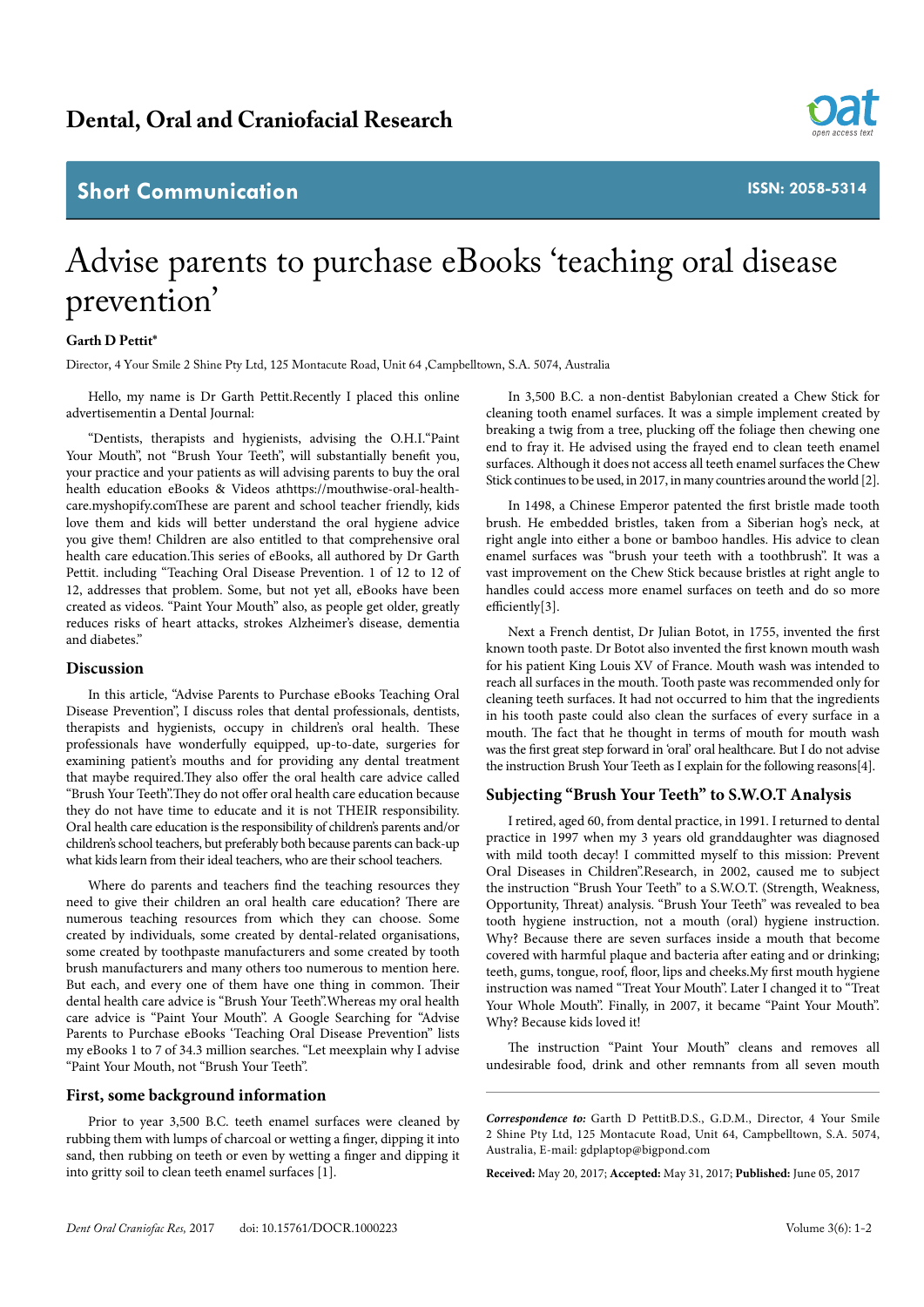Dental, Oral and Craniofacial Research

Short Communication

ISSN: 2058-5314

# Advise parents to purchase eBooks 'teaching oral disease prevention'

**Garth D Pettit***

Director, 4 Your Smile 2 Shine Pty Ltd, 125 Montacute Road, Unit 64 ,Campbelltown, S.A. 5074, Australia

Hello, my name is Dr Garth Pettit.Recently I placed this online advertisementin a Dental Journal:

"Dentists, therapists and hygienists, advising the O.H.I."Paint Your Mouth", not "Brush Your Teeth", will substantially benefit you, your practice and your patients as will advising parents to buy the oral health education eBooks & Videos athttps://mouthwise-oral-health-care.myshopify.comThese are parent and school teacher friendly, kids love them and kids will better understand the oral hygiene advice you give them! Children are also entitled to that comprehensive oral health care education.This series of eBooks, all authored by Dr Garth Pettit. including "Teaching Oral Disease Prevention. 1 of 12 to 12 of 12, addresses that problem. Some, but not yet all, eBooks have been created as videos. "Paint Your Mouth" also, as people get older, greatly reduces risks of heart attacks, strokes Alzheimer's disease, dementia and diabetes."

## Discussion

In this article, "Advise Parents to Purchase eBooks Teaching Oral Disease Prevention", I discuss roles that dental professionals, dentists, therapists and hygienists, occupy in children's oral health. These professionals have wonderfully equipped, up-to-date, surgeries for examining patient's mouths and for providing any dental treatment that maybe required.They also offer the oral health care advice called "Brush Your Teeth".They do not offer oral health care education because they do not have time to educate and it is not THEIR responsibility. Oral health care education is the responsibility of children's parents and/or children's school teachers, but preferably both because parents can back-up what kids learn from their ideal teachers, who are their school teachers.

Where do parents and teachers find the teaching resources they need to give their children an oral health care education? There are numerous teaching resources from which they can choose. Some created by individuals, some created by dental-related organisations, some created by toothpaste manufacturers and some created by tooth brush manufacturers and many others too numerous to mention here. But each, and every one of them have one thing in common. Their dental health care advice is "Brush Your Teeth".Whereas my oral health care advice is "Paint Your Mouth". A Google Searching for "Advise Parents to Purchase eBooks 'Teaching Oral Disease Prevention" lists my eBooks 1 to 7 of 34.3 million searches. "Let meexplain why I advise "Paint Your Mouth, not "Brush Your Teeth".

## First, some background information

Prior to year 3,500 B.C. teeth enamel surfaces were cleaned by rubbing them with lumps of charcoal or wetting a finger, dipping it into sand, then rubbing on teeth or even by wetting a finger and dipping it into gritty soil to clean teeth enamel surfaces [1].

In 3,500 B.C. a non-dentist Babylonian created a Chew Stick for cleaning tooth enamel surfaces. It was a simple implement created by breaking a twig from a tree, plucking off the foliage then chewing one end to fray it. He advised using the frayed end to clean teeth enamel surfaces. Although it does not access all teeth enamel surfaces the Chew Stick continues to be used, in 2017, in many countries around the world [2].

In 1498, a Chinese Emperor patented the first bristle made tooth brush. He embedded bristles, taken from a Siberian hog's neck, at right angle into either a bone or bamboo handles. His advice to clean enamel surfaces was "brush your teeth with a toothbrush". It was a vast improvement on the Chew Stick because bristles at right angle to handles could access more enamel surfaces on teeth and do so more efficiently[3].

Next a French dentist, Dr Julian Botot, in 1755, invented the first known tooth paste. Dr Botot also invented the first known mouth wash for his patient King Louis XV of France. Mouth wash was intended to reach all surfaces in the mouth. Tooth paste was recommended only for cleaning teeth surfaces. It had not occurred to him that the ingredients in his tooth paste could also clean the surfaces of every surface in a mouth. The fact that he thought in terms of mouth for mouth wash was the first great step forward in 'oral' oral healthcare. But I do not advise the instruction Brush Your Teeth as I explain for the following reasons[4].

## Subjecting "Brush Your Teeth" to S.W.O.T Analysis

I retired, aged 60, from dental practice, in 1991. I returned to dental practice in 1997 when my 3 years old granddaughter was diagnosed with mild tooth decay! I committed myself to this mission: Prevent Oral Diseases in Children".Research, in 2002, caused me to subject the instruction "Brush Your Teeth" to a S.W.O.T. (Strength, Weakness, Opportunity, Threat) analysis. "Brush Your Teeth" was revealed to bea tooth hygiene instruction, not a mouth (oral) hygiene instruction. Why? Because there are seven surfaces inside a mouth that become covered with harmful plaque and bacteria after eating and or drinking; teeth, gums, tongue, roof, floor, lips and cheeks.My first mouth hygiene instruction was named "Treat Your Mouth". Later I changed it to "Treat Your Whole Mouth". Finally, in 2007, it became "Paint Your Mouth". Why? Because kids loved it!

The instruction "Paint Your Mouth" cleans and removes all undesirable food, drink and other remnants from all seven mouth

***Correspondence to:*** Garth D PettitB.D.S., G.D.M., Director, 4 Your Smile 2 Shine Pty Ltd, 125 Montacute Road, Unit 64, Campbelltown, S.A. 5074, Australia, E-mail: gdplaptop@bigpond.com

**Received:** May 20, 2017; **Accepted:** May 31, 2017; **Published:** June 05, 2017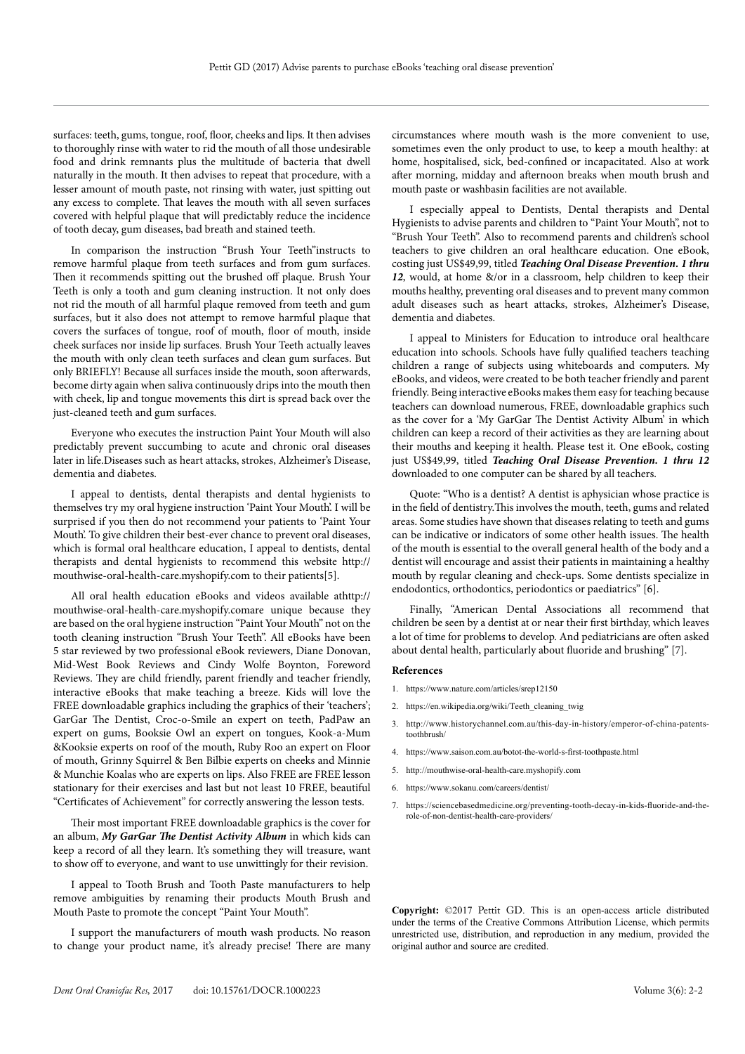surfaces: teeth, gums, tongue, roof, floor, cheeks and lips. It then advises to thoroughly rinse with water to rid the mouth of all those undesirable food and drink remnants plus the multitude of bacteria that dwell naturally in the mouth. It then advises to repeat that procedure, with a lesser amount of mouth paste, not rinsing with water, just spitting out any excess to complete. That leaves the mouth with all seven surfaces covered with helpful plaque that will predictably reduce the incidence of tooth decay, gum diseases, bad breath and stained teeth.

In comparison the instruction "Brush Your Teeth"instructs to remove harmful plaque from teeth surfaces and from gum surfaces. Then it recommends spitting out the brushed off plaque. Brush Your Teeth is only a tooth and gum cleaning instruction. It not only does not rid the mouth of all harmful plaque removed from teeth and gum surfaces, but it also does not attempt to remove harmful plaque that covers the surfaces of tongue, roof of mouth, floor of mouth, inside cheek surfaces nor inside lip surfaces. Brush Your Teeth actually leaves the mouth with only clean teeth surfaces and clean gum surfaces. But only BRIEFLY! Because all surfaces inside the mouth, soon afterwards, become dirty again when saliva continuously drips into the mouth then with cheek, lip and tongue movements this dirt is spread back over the just-cleaned teeth and gum surfaces.

Everyone who executes the instruction Paint Your Mouth will also predictably prevent succumbing to acute and chronic oral diseases later in life.Diseases such as heart attacks, strokes, Alzheimer's Disease, dementia and diabetes.

I appeal to dentists, dental therapists and dental hygienists to themselves try my oral hygiene instruction 'Paint Your Mouth'. I will be surprised if you then do not recommend your patients to 'Paint Your Mouth'. To give children their best-ever chance to prevent oral diseases, which is formal oral healthcare education, I appeal to dentists, dental therapists and dental hygienists to recommend this website http://mouthwise-oral-health-care.myshopify.com to their patients[5].

All oral health education eBooks and videos available athttp://mouthwise-oral-health-care.myshopify.comare unique because they are based on the oral hygiene instruction "Paint Your Mouth" not on the tooth cleaning instruction "Brush Your Teeth". All eBooks have been 5 star reviewed by two professional eBook reviewers, Diane Donovan, Mid-West Book Reviews and Cindy Wolfe Boynton, Foreword Reviews. They are child friendly, parent friendly and teacher friendly, interactive eBooks that make teaching a breeze. Kids will love the FREE downloadable graphics including the graphics of their 'teachers'; GarGar The Dentist, Croc-o-Smile an expert on teeth, PadPaw an expert on gums, Booksie Owl an expert on tongues, Kook-a-Mum &Kooksie experts on roof of the mouth, Ruby Roo an expert on Floor of mouth, Grinny Squirrel & Ben Bilbie experts on cheeks and Minnie & Munchie Koalas who are experts on lips. Also FREE are FREE lesson stationary for their exercises and last but not least 10 FREE, beautiful "Certificates of Achievement" for correctly answering the lesson tests.

Their most important FREE downloadable graphics is the cover for an album, ***My GarGar The Dentist Activity Album*** in which kids can keep a record of all they learn. It's something they will treasure, want to show off to everyone, and want to use unwittingly for their revision.

I appeal to Tooth Brush and Tooth Paste manufacturers to help remove ambiguities by renaming their products Mouth Brush and Mouth Paste to promote the concept "Paint Your Mouth".

I support the manufacturers of mouth wash products. No reason to change your product name, it's already precise! There are many circumstances where mouth wash is the more convenient to use, sometimes even the only product to use, to keep a mouth healthy: at home, hospitalised, sick, bed-confined or incapacitated. Also at work after morning, midday and afternoon breaks when mouth brush and mouth paste or washbasin facilities are not available.

I especially appeal to Dentists, Dental therapists and Dental Hygienists to advise parents and children to "Paint Your Mouth", not to "Brush Your Teeth". Also to recommend parents and children's school teachers to give children an oral healthcare education. One eBook, costing just US$49,99, titled ***Teaching Oral Disease Prevention. 1 thru 12***, would, at home &/or in a classroom, help children to keep their mouths healthy, preventing oral diseases and to prevent many common adult diseases such as heart attacks, strokes, Alzheimer's Disease, dementia and diabetes.

I appeal to Ministers for Education to introduce oral healthcare education into schools. Schools have fully qualified teachers teaching children a range of subjects using whiteboards and computers. My eBooks, and videos, were created to be both teacher friendly and parent friendly. Being interactive eBooks makes them easy for teaching because teachers can download numerous, FREE, downloadable graphics such as the cover for a 'My GarGar The Dentist Activity Album' in which children can keep a record of their activities as they are learning about their mouths and keeping it health. Please test it. One eBook, costing just US$49,99, titled ***Teaching Oral Disease Prevention. 1 thru 12*** downloaded to one computer can be shared by all teachers.

Quote: "Who is a dentist? A dentist is aphysician whose practice is in the field of dentistry.This involves the mouth, teeth, gums and related areas. Some studies have shown that diseases relating to teeth and gums can be indicative or indicators of some other health issues. The health of the mouth is essential to the overall general health of the body and a dentist will encourage and assist their patients in maintaining a healthy mouth by regular cleaning and check-ups. Some dentists specialize in endodontics, orthodontics, periodontics or paediatrics" [6].

Finally, "American Dental Associations all recommend that children be seen by a dentist at or near their first birthday, which leaves a lot of time for problems to develop. And pediatricians are often asked about dental health, particularly about fluoride and brushing" [7].

## References

1. https://www.nature.com/articles/srep12150
2. https://en.wikipedia.org/wiki/Teeth_cleaning_twig
3. http://www.historychannel.com.au/this-day-in-history/emperor-of-china-patents-toothbrush/
4. https://www.saison.com.au/botot-the-world-s-first-toothpaste.html
5. http://mouthwise-oral-health-care.myshopify.com
6. https://www.sokanu.com/careers/dentist/
7. https://sciencebasedmedicine.org/preventing-tooth-decay-in-kids-fluoride-and-the-role-of-non-dentist-health-care-providers/

**Copyright:** ©2017 Pettit GD. This is an open-access article distributed under the terms of the Creative Commons Attribution License, which permits unrestricted use, distribution, and reproduction in any medium, provided the original author and source are credited.